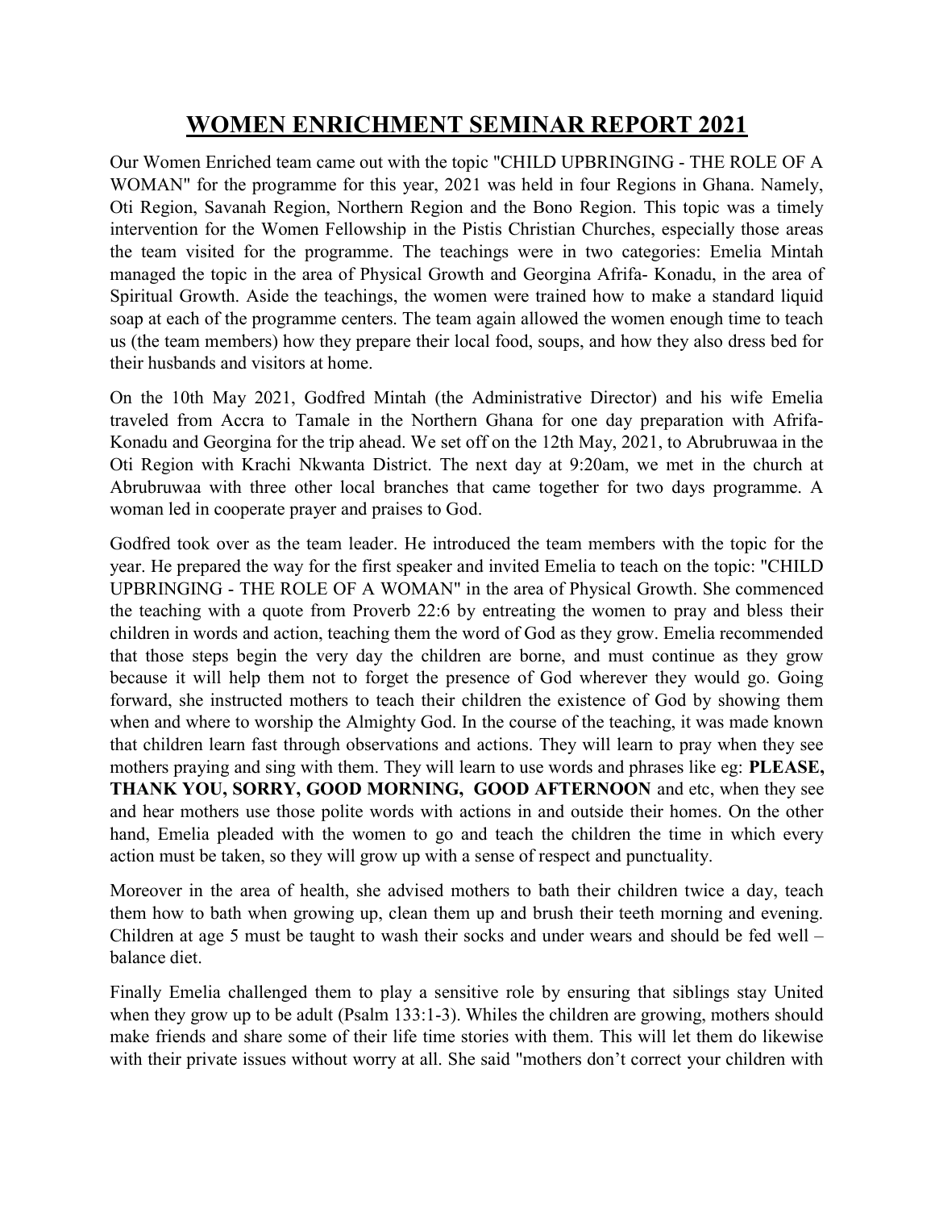# WOMEN ENRICHMENT SEMINAR REPORT 2021

Our Women Enriched team came out with the topic "CHILD UPBRINGING - THE ROLE OF A WOMAN" for the programme for this year, 2021 was held in four Regions in Ghana. Namely, Oti Region, Savanah Region, Northern Region and the Bono Region. This topic was a timely intervention for the Women Fellowship in the Pistis Christian Churches, especially those areas the team visited for the programme. The teachings were in two categories: Emelia Mintah managed the topic in the area of Physical Growth and Georgina Afrifa- Konadu, in the area of Spiritual Growth. Aside the teachings, the women were trained how to make a standard liquid soap at each of the programme centers. The team again allowed the women enough time to teach us (the team members) how they prepare their local food, soups, and how they also dress bed for their husbands and visitors at home.

On the 10th May 2021, Godfred Mintah (the Administrative Director) and his wife Emelia traveled from Accra to Tamale in the Northern Ghana for one day preparation with Afrifa-Konadu and Georgina for the trip ahead. We set off on the 12th May, 2021, to Abrubruwaa in the Oti Region with Krachi Nkwanta District. The next day at 9:20am, we met in the church at Abrubruwaa with three other local branches that came together for two days programme. A woman led in cooperate prayer and praises to God.

Godfred took over as the team leader. He introduced the team members with the topic for the year. He prepared the way for the first speaker and invited Emelia to teach on the topic: "CHILD UPBRINGING - THE ROLE OF A WOMAN" in the area of Physical Growth. She commenced the teaching with a quote from Proverb 22:6 by entreating the women to pray and bless their children in words and action, teaching them the word of God as they grow. Emelia recommended that those steps begin the very day the children are borne, and must continue as they grow because it will help them not to forget the presence of God wherever they would go. Going forward, she instructed mothers to teach their children the existence of God by showing them when and where to worship the Almighty God. In the course of the teaching, it was made known that children learn fast through observations and actions. They will learn to pray when they see mothers praying and sing with them. They will learn to use words and phrases like eg: **PLEASE, THANK YOU, SORRY, GOOD MORNING, GOOD AFTERNOON** and etc, when they see and hear mothers use those polite words with actions in and outside their homes. On the other hand, Emelia pleaded with the women to go and teach the children the time in which every action must be taken, so they will grow up with a sense of respect and punctuality.

Moreover in the area of health, she advised mothers to bath their children twice a day, teach them how to bath when growing up, clean them up and brush their teeth morning and evening. Children at age 5 must be taught to wash their socks and under wears and should be fed well – balance diet.

Finally Emelia challenged them to play a sensitive role by ensuring that siblings stay United when they grow up to be adult (Psalm 133:1-3). Whiles the children are growing, mothers should make friends and share some of their life time stories with them. This will let them do likewise with their private issues without worry at all. She said "mothers don't correct your children with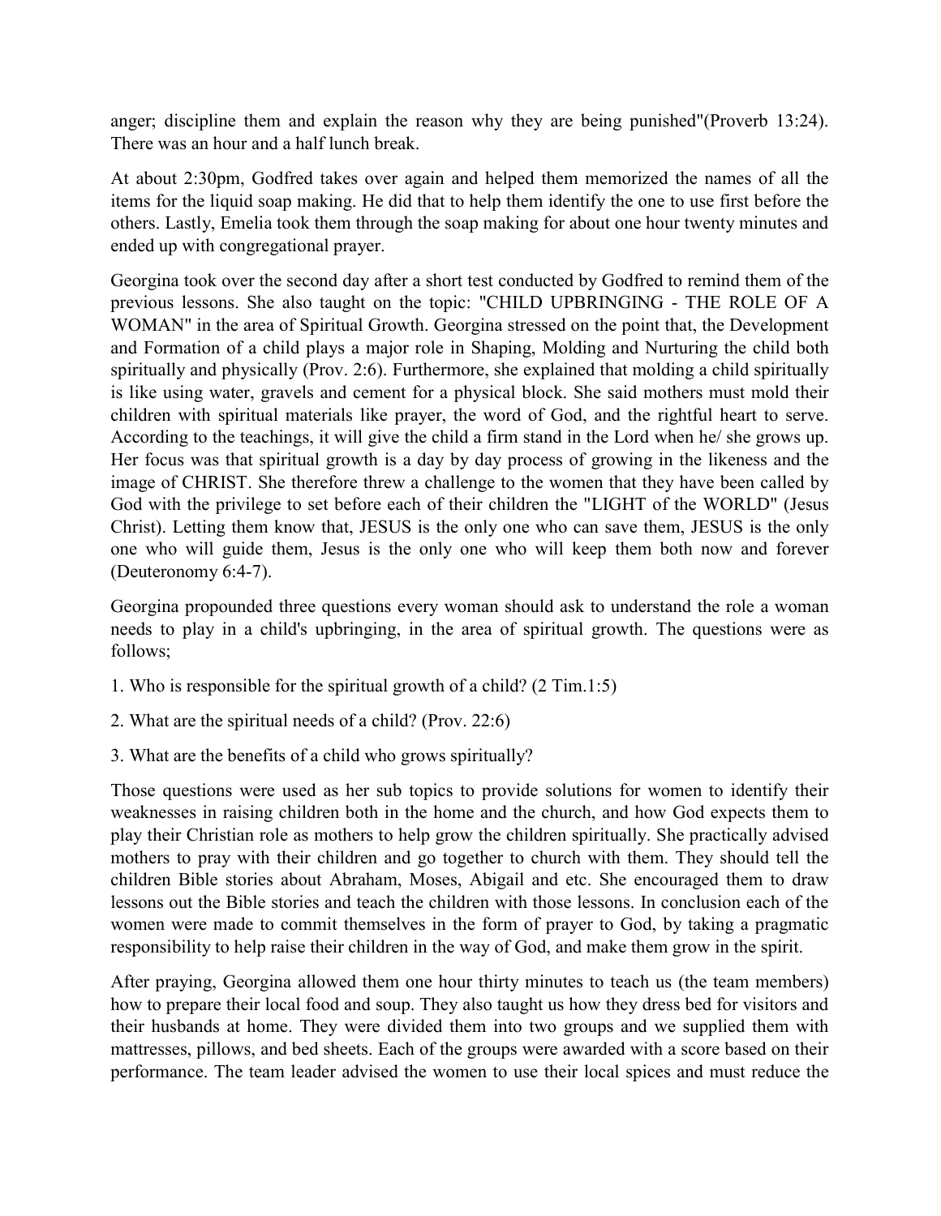anger; discipline them and explain the reason why they are being punished"(Proverb 13:24). There was an hour and a half lunch break.

At about 2:30pm, Godfred takes over again and helped them memorized the names of all the items for the liquid soap making. He did that to help them identify the one to use first before the others. Lastly, Emelia took them through the soap making for about one hour twenty minutes and ended up with congregational prayer.

Georgina took over the second day after a short test conducted by Godfred to remind them of the previous lessons. She also taught on the topic: "CHILD UPBRINGING - THE ROLE OF A WOMAN" in the area of Spiritual Growth. Georgina stressed on the point that, the Development and Formation of a child plays a major role in Shaping, Molding and Nurturing the child both spiritually and physically (Prov. 2:6). Furthermore, she explained that molding a child spiritually is like using water, gravels and cement for a physical block. She said mothers must mold their children with spiritual materials like prayer, the word of God, and the rightful heart to serve. According to the teachings, it will give the child a firm stand in the Lord when he/ she grows up. Her focus was that spiritual growth is a day by day process of growing in the likeness and the image of CHRIST. She therefore threw a challenge to the women that they have been called by God with the privilege to set before each of their children the "LIGHT of the WORLD" (Jesus Christ). Letting them know that, JESUS is the only one who can save them, JESUS is the only one who will guide them, Jesus is the only one who will keep them both now and forever (Deuteronomy 6:4-7).

Georgina propounded three questions every woman should ask to understand the role a woman needs to play in a child's upbringing, in the area of spiritual growth. The questions were as follows;

1. Who is responsible for the spiritual growth of a child? (2 Tim.1:5)

2. What are the spiritual needs of a child? (Prov. 22:6)

3. What are the benefits of a child who grows spiritually?

Those questions were used as her sub topics to provide solutions for women to identify their weaknesses in raising children both in the home and the church, and how God expects them to play their Christian role as mothers to help grow the children spiritually. She practically advised mothers to pray with their children and go together to church with them. They should tell the children Bible stories about Abraham, Moses, Abigail and etc. She encouraged them to draw lessons out the Bible stories and teach the children with those lessons. In conclusion each of the women were made to commit themselves in the form of prayer to God, by taking a pragmatic responsibility to help raise their children in the way of God, and make them grow in the spirit.

After praying, Georgina allowed them one hour thirty minutes to teach us (the team members) how to prepare their local food and soup. They also taught us how they dress bed for visitors and their husbands at home. They were divided them into two groups and we supplied them with mattresses, pillows, and bed sheets. Each of the groups were awarded with a score based on their performance. The team leader advised the women to use their local spices and must reduce the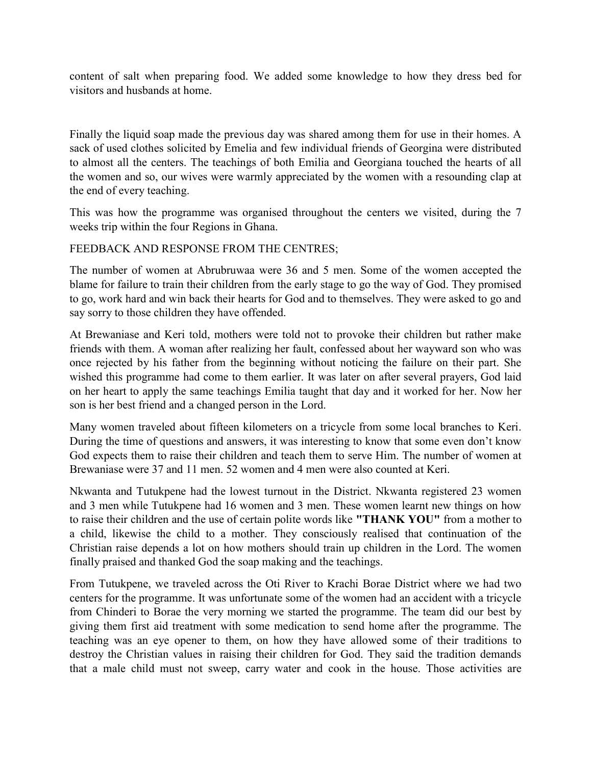content of salt when preparing food. We added some knowledge to how they dress bed for visitors and husbands at home.

Finally the liquid soap made the previous day was shared among them for use in their homes. A sack of used clothes solicited by Emelia and few individual friends of Georgina were distributed to almost all the centers. The teachings of both Emilia and Georgiana touched the hearts of all the women and so, our wives were warmly appreciated by the women with a resounding clap at the end of every teaching.

This was how the programme was organised throughout the centers we visited, during the 7 weeks trip within the four Regions in Ghana.

FEEDBACK AND RESPONSE FROM THE CENTRES;

The number of women at Abrubruwaa were 36 and 5 men. Some of the women accepted the blame for failure to train their children from the early stage to go the way of God. They promised to go, work hard and win back their hearts for God and to themselves. They were asked to go and say sorry to those children they have offended.

At Brewaniase and Keri told, mothers were told not to provoke their children but rather make friends with them. A woman after realizing her fault, confessed about her wayward son who was once rejected by his father from the beginning without noticing the failure on their part. She wished this programme had come to them earlier. It was later on after several prayers, God laid on her heart to apply the same teachings Emilia taught that day and it worked for her. Now her son is her best friend and a changed person in the Lord.

Many women traveled about fifteen kilometers on a tricycle from some local branches to Keri. During the time of questions and answers, it was interesting to know that some even don't know God expects them to raise their children and teach them to serve Him. The number of women at Brewaniase were 37 and 11 men. 52 women and 4 men were also counted at Keri.

Nkwanta and Tutukpene had the lowest turnout in the District. Nkwanta registered 23 women and 3 men while Tutukpene had 16 women and 3 men. These women learnt new things on how to raise their children and the use of certain polite words like **"THANK YOU"** from a mother to a child, likewise the child to a mother. They consciously realised that continuation of the Christian raise depends a lot on how mothers should train up children in the Lord. The women finally praised and thanked God the soap making and the teachings.

From Tutukpene, we traveled across the Oti River to Krachi Borae District where we had two centers for the programme. It was unfortunate some of the women had an accident with a tricycle from Chinderi to Borae the very morning we started the programme. The team did our best by giving them first aid treatment with some medication to send home after the programme. The teaching was an eye opener to them, on how they have allowed some of their traditions to destroy the Christian values in raising their children for God. They said the tradition demands that a male child must not sweep, carry water and cook in the house. Those activities are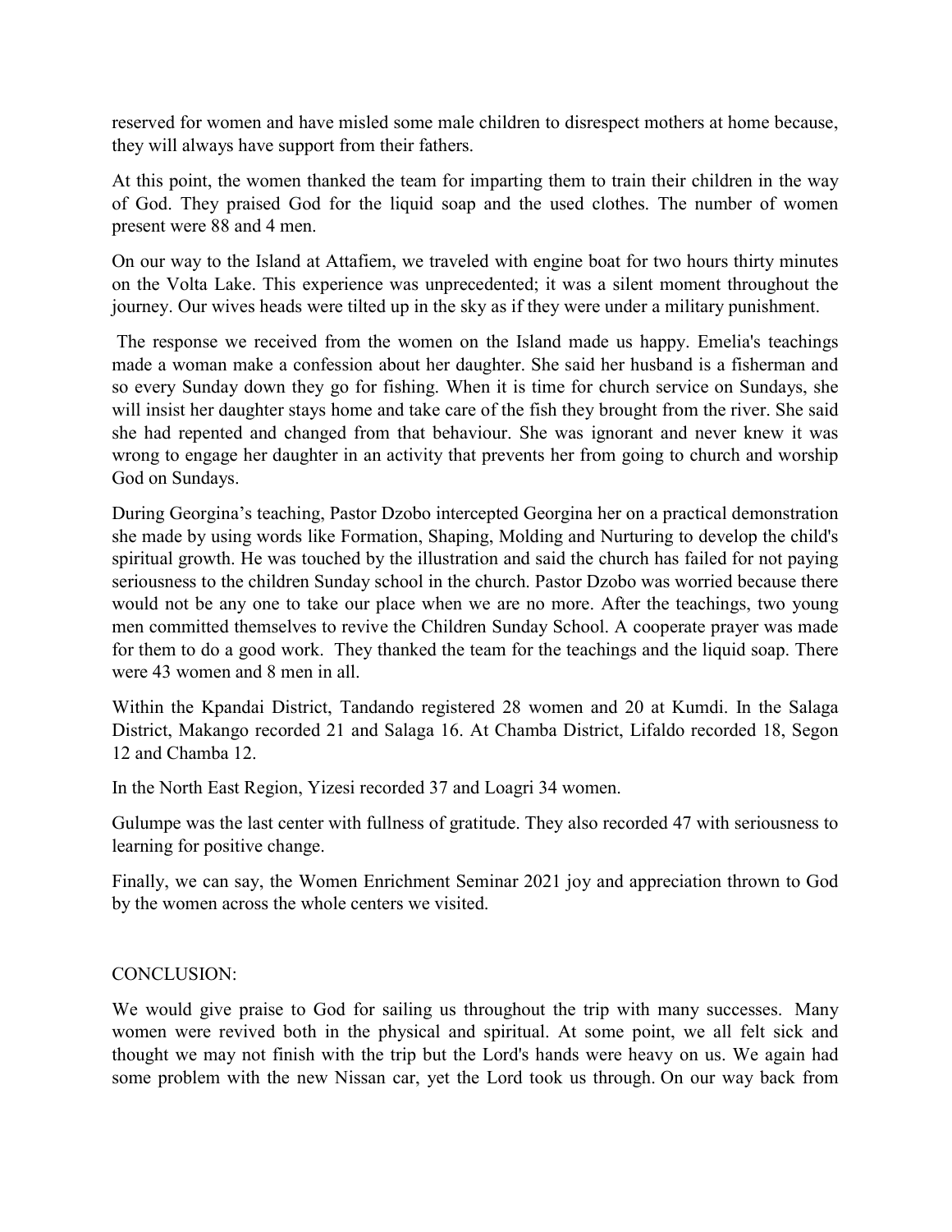reserved for women and have misled some male children to disrespect mothers at home because, they will always have support from their fathers.

At this point, the women thanked the team for imparting them to train their children in the way of God. They praised God for the liquid soap and the used clothes. The number of women present were 88 and 4 men.

On our way to the Island at Attafiem, we traveled with engine boat for two hours thirty minutes on the Volta Lake. This experience was unprecedented; it was a silent moment throughout the journey. Our wives heads were tilted up in the sky as if they were under a military punishment.

The response we received from the women on the Island made us happy. Emelia's teachings made a woman make a confession about her daughter. She said her husband is a fisherman and so every Sunday down they go for fishing. When it is time for church service on Sundays, she will insist her daughter stays home and take care of the fish they brought from the river. She said she had repented and changed from that behaviour. She was ignorant and never knew it was wrong to engage her daughter in an activity that prevents her from going to church and worship God on Sundays.

During Georgina's teaching, Pastor Dzobo intercepted Georgina her on a practical demonstration she made by using words like Formation, Shaping, Molding and Nurturing to develop the child's spiritual growth. He was touched by the illustration and said the church has failed for not paying seriousness to the children Sunday school in the church. Pastor Dzobo was worried because there would not be any one to take our place when we are no more. After the teachings, two young men committed themselves to revive the Children Sunday School. A cooperate prayer was made for them to do a good work. They thanked the team for the teachings and the liquid soap. There were 43 women and 8 men in all.

Within the Kpandai District, Tandando registered 28 women and 20 at Kumdi. In the Salaga District, Makango recorded 21 and Salaga 16. At Chamba District, Lifaldo recorded 18, Segon 12 and Chamba 12.

In the North East Region, Yizesi recorded 37 and Loagri 34 women.

Gulumpe was the last center with fullness of gratitude. They also recorded 47 with seriousness to learning for positive change.

Finally, we can say, the Women Enrichment Seminar 2021 joy and appreciation thrown to God by the women across the whole centers we visited.

CONCLUSION:

We would give praise to God for sailing us throughout the trip with many successes. Many women were revived both in the physical and spiritual. At some point, we all felt sick and thought we may not finish with the trip but the Lord's hands were heavy on us. We again had some problem with the new Nissan car, yet the Lord took us through. On our way back from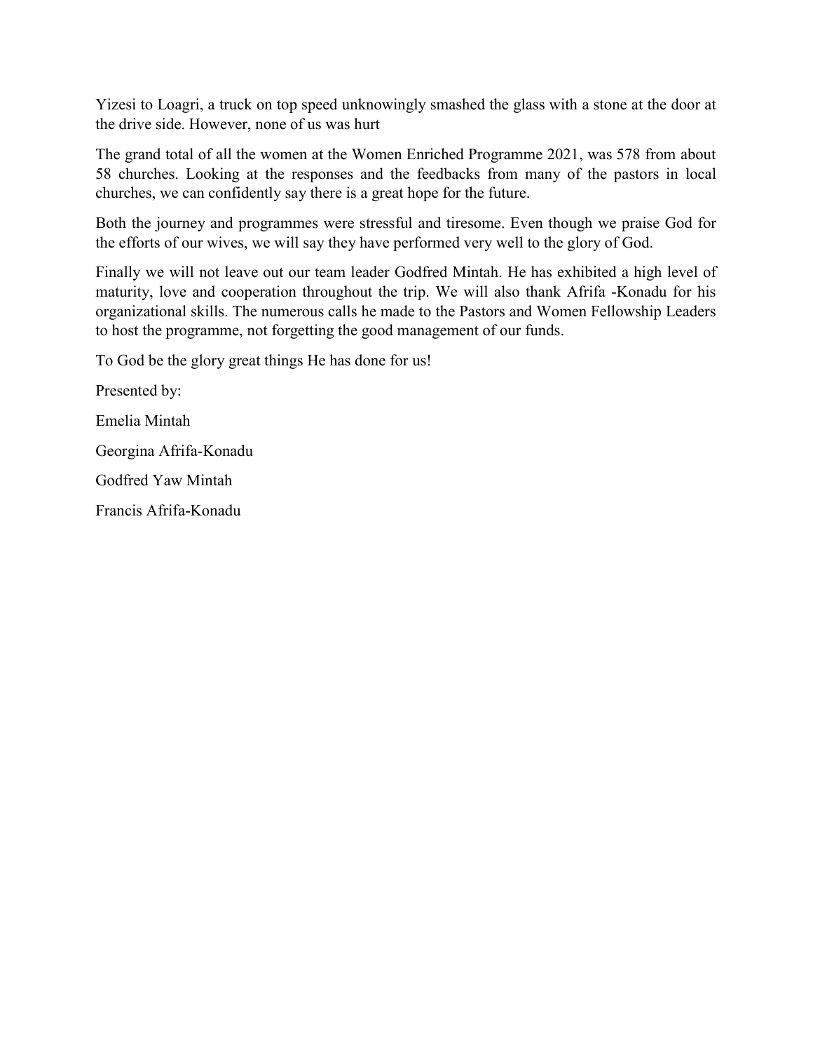Yizesi to Loagri, a truck on top speed unknowingly smashed the glass with a stone at the door at the drive side. However, none of us was hurt

The grand total of all the women at the Women Enriched Programme 2021, was 578 from about 58 churches. Looking at the responses and the feedbacks from many of the pastors in local churches, we can confidently say there is a great hope for the future.

Both the journey and programmes were stressful and tiresome. Even though we praise God for the efforts of our wives, we will say they have performed very well to the glory of God.

Finally we will not leave out our team leader Godfred Mintah. He has exhibited a high level of maturity, love and cooperation throughout the trip. We will also thank Afrifa -Konadu for his organizational skills. The numerous calls he made to the Pastors and Women Fellowship Leaders to host the programme, not forgetting the good management of our funds.

To God be the glory great things He has done for us!

Presented by:

Emelia Mintah

Georgina Afrifa-Konadu

Godfred Yaw Mintah

Francis Afrifa-Konadu